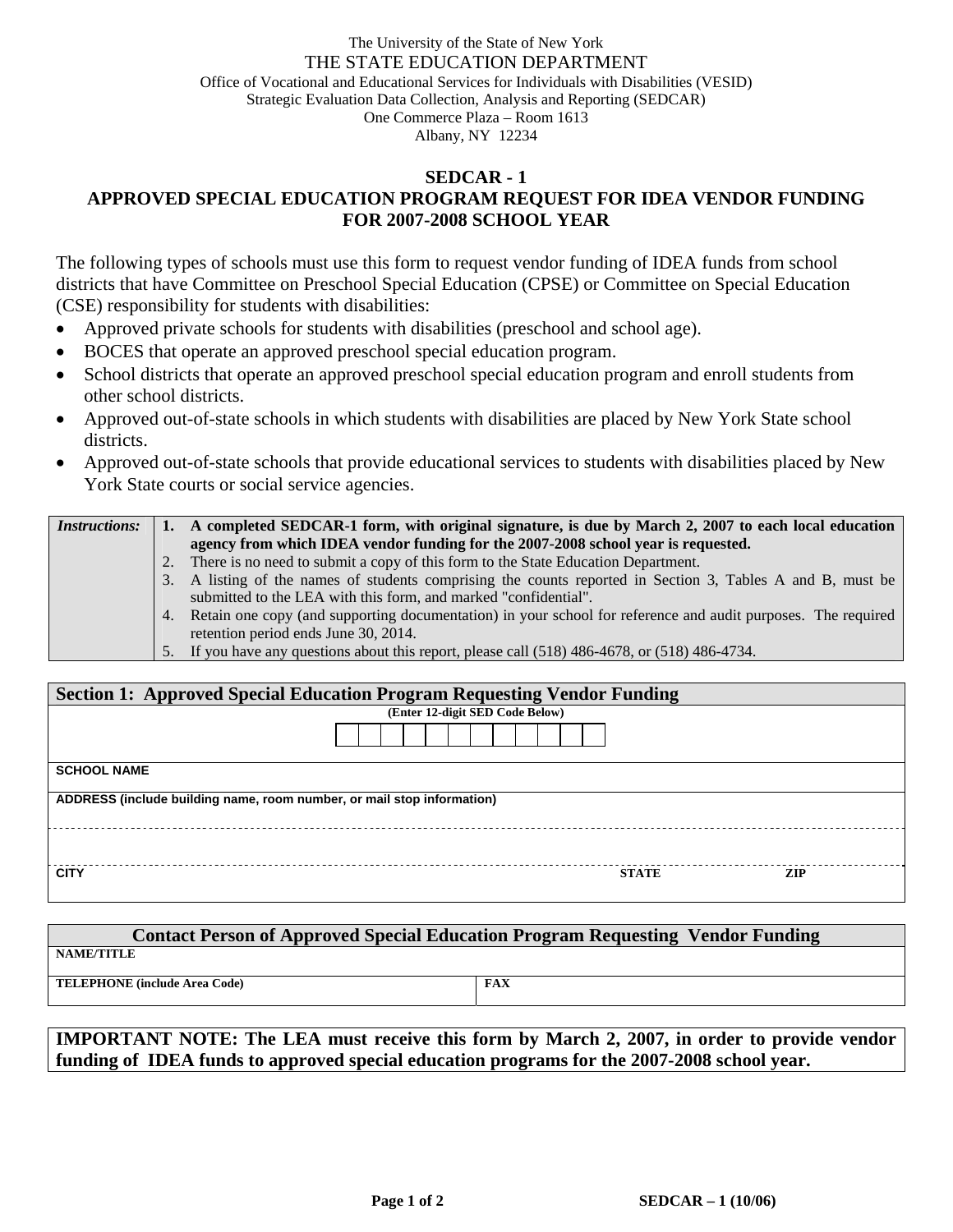The University of the State of New York

THE STATE EDUCATION DEPARTMENT

Office of Vocational and Educational Services for Individuals with Disabilities (VESID)

Strategic Evaluation Data Collection, Analysis and Reporting (SEDCAR)

One Commerce Plaza – Room 1613

Albany, NY 12234

# SEDCAR - 1

# APPROVED SPECIAL EDUCATION PROGRAM REQUEST FOR IDEA VENDOR FUNDING FOR 2007-2008 SCHOOL YEAR

The following types of schools must use this form to request vendor funding of IDEA funds from school districts that have Committee on Preschool Special Education (CPSE) or Committee on Special Education (CSE) responsibility for students with disabilities:

- Approved private schools for students with disabilities (preschool and school age).
- BOCES that operate an approved preschool special education program.
- School districts that operate an approved preschool special education program and enroll students from other school districts.
- Approved out-of-state schools in which students with disabilities are placed by New York State school districts.
- Approved out-of-state schools that provide educational services to students with disabilities placed by New York State courts or social service agencies.

| *Instructions:* | |
|---|---|
| | 1. **A completed SEDCAR-1 form, with original signature, is due by March 2, 2007 to each local education agency from which IDEA vendor funding for the 2007-2008 school year is requested.** |
| | 2. There is no need to submit a copy of this form to the State Education Department. |
| | 3. A listing of the names of students comprising the counts reported in Section 3, Tables A and B, must be submitted to the LEA with this form, and marked "confidential". |
| | 4. Retain one copy (and supporting documentation) in your school for reference and audit purposes. The required retention period ends June 30, 2014. |
| | 5. If you have any questions about this report, please call (518) 486-4678, or (518) 486-4734. |

## Section 1: Approved Special Education Program Requesting Vendor Funding

| (Enter 12-digit SED Code Below) | | |
|---|---|---|
| | | |
| **SCHOOL NAME** | | |
| **ADDRESS (include building name, room number, or mail stop information)** | | |
| | | |
| **CITY** | **STATE** | **ZIP** |

## Contact Person of Approved Special Education Program Requesting Vendor Funding

| **NAME/TITLE** | |
|---|---|
| **TELEPHONE (include Area Code)** | **FAX** |

**IMPORTANT NOTE: The LEA must receive this form by March 2, 2007, in order to provide vendor funding of IDEA funds to approved special education programs for the 2007-2008 school year.**

SEDCAR – 1 (10/06)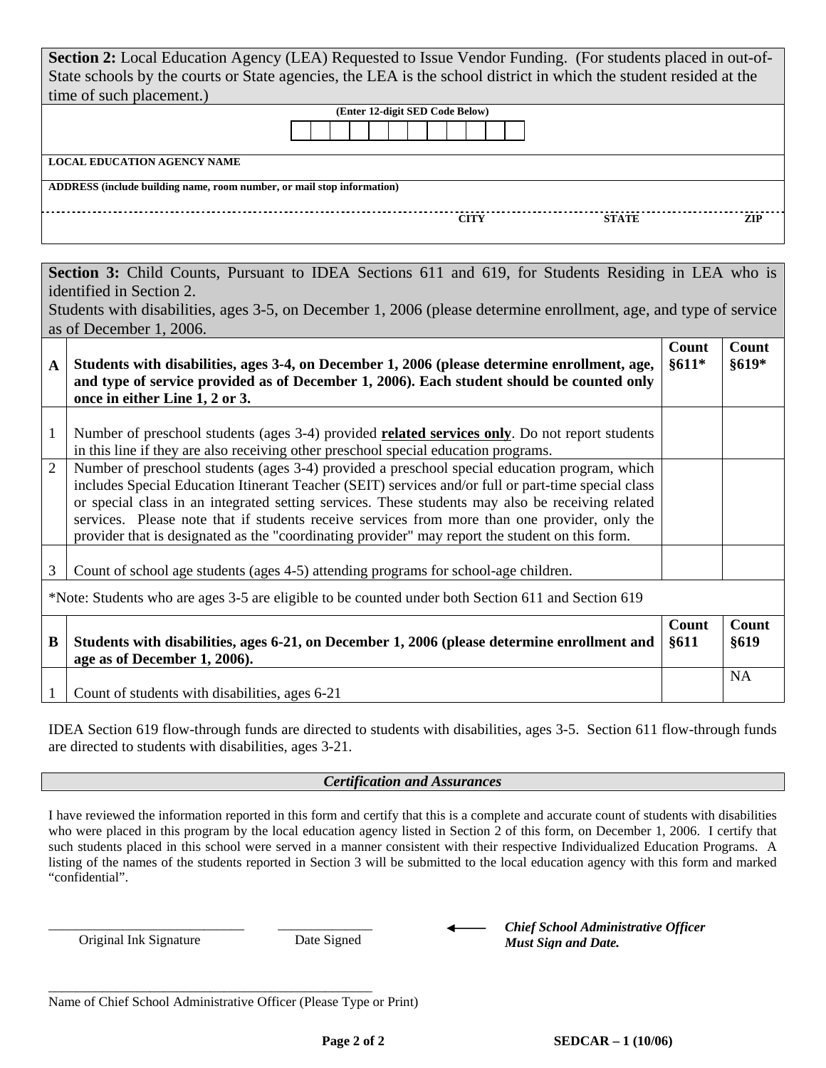**Section 2:** Local Education Agency (LEA) Requested to Issue Vendor Funding. (For students placed in out-of-State schools by the courts or State agencies, the LEA is the school district in which the student resided at the time of such placement.)

**(Enter 12-digit SED Code Below)**

| | | | | | | | | | | | |
|---|---|---|---|---|---|---|---|---|---|---|---|
| | | | | | | | | | | | |

**LOCAL EDUCATION AGENCY NAME**

**ADDRESS (include building name, room number, or mail stop information)**

**CITY** **STATE** **ZIP**

**Section 3:** Child Counts, Pursuant to IDEA Sections 611 and 619, for Students Residing in LEA who is identified in Section 2.
Students with disabilities, ages 3-5, on December 1, 2006 (please determine enrollment, age, and type of service as of December 1, 2006.

| | | | |
|---|---|---|---|
| **A** | **Students with disabilities, ages 3-4, on December 1, 2006 (please determine enrollment, age, and type of service provided as of December 1, 2006). Each student should be counted only once in either Line 1, 2 or 3.** | **Count §611*** | **Count §619*** |
| 1 | Number of preschool students (ages 3-4) provided **related services only**. Do not report students in this line if they are also receiving other preschool special education programs. | | |
| 2 | Number of preschool students (ages 3-4) provided a preschool special education program, which includes Special Education Itinerant Teacher (SEIT) services and/or full or part-time special class or special class in an integrated setting services. These students may also be receiving related services. Please note that if students receive services from more than one provider, only the provider that is designated as the "coordinating provider" may report the student on this form. | | |
| 3 | Count of school age students (ages 4-5) attending programs for school-age children. | | |
| *Note: Students who are ages 3-5 are eligible to be counted under both Section 611 and Section 619 | | | |
| **B** | **Students with disabilities, ages 6-21, on December 1, 2006 (please determine enrollment and age as of December 1, 2006).** | **Count §611** | **Count §619** |
| 1 | Count of students with disabilities, ages 6-21 | | NA |

IDEA Section 619 flow-through funds are directed to students with disabilities, ages 3-5. Section 611 flow-through funds are directed to students with disabilities, ages 3-21.

***Certification and Assurances***

I have reviewed the information reported in this form and certify that this is a complete and accurate count of students with disabilities who were placed in this program by the local education agency listed in Section 2 of this form, on December 1, 2006. I certify that such students placed in this school were served in a manner consistent with their respective Individualized Education Programs. A listing of the names of the students reported in Section 3 will be submitted to the local education agency with this form and marked "confidential".

\_\_\_\_\_\_\_\_\_\_\_\_\_\_\_\_\_\_\_\_\_\_\_\_\_\_\_\_ \_\_\_\_\_\_\_\_\_\_\_\_\_\_
Original Ink Signature Date Signed ← ***Chief School Administrative Officer Must Sign and Date.***

\_\_\_\_\_\_\_\_\_\_\_\_\_\_\_\_\_\_\_\_\_\_\_\_\_\_\_\_\_\_\_\_\_\_\_\_\_\_\_\_\_\_\_\_\_\_
Name of Chief School Administrative Officer (Please Type or Print)

**SEDCAR – 1 (10/06)**